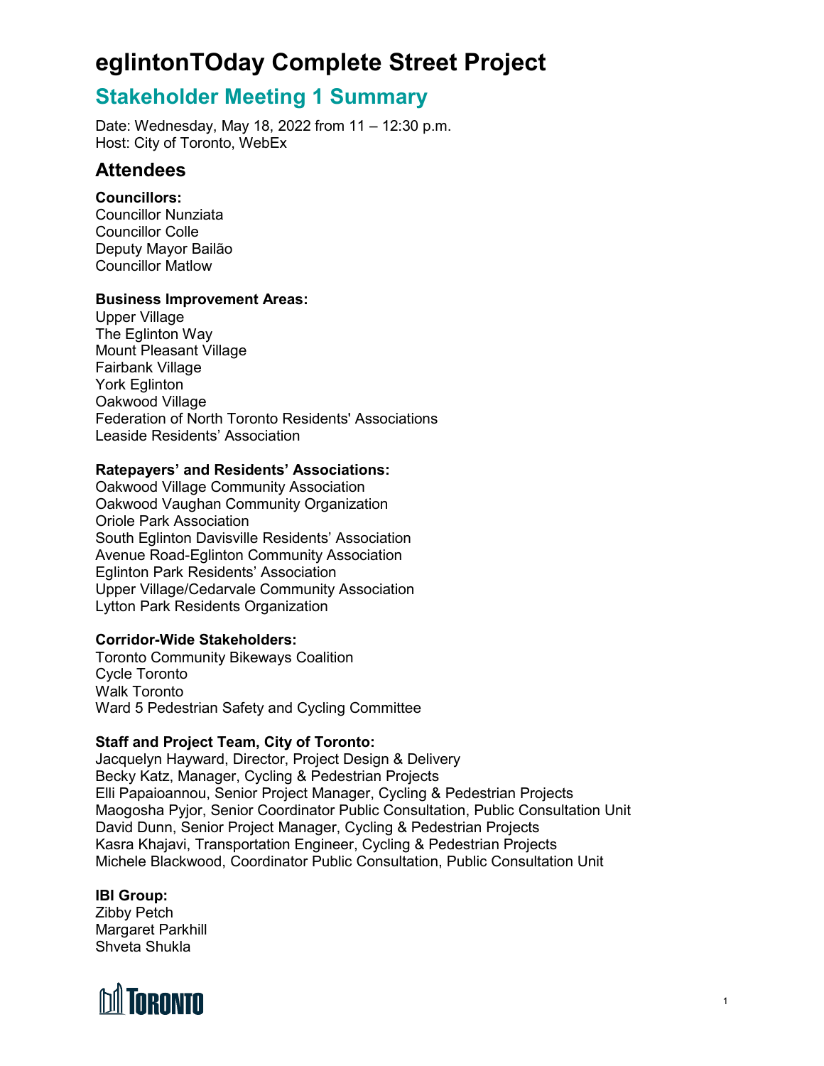# eglintonTOday Complete Street Project

## Stakeholder Meeting 1 Summary

Date: Wednesday, May 18, 2022 from 11 – 12:30 p.m.
Host: City of Toronto, WebEx

## Attendees

**Councillors:**
Councillor Nunziata
Councillor Colle
Deputy Mayor Bailão
Councillor Matlow

**Business Improvement Areas:**
Upper Village
The Eglinton Way
Mount Pleasant Village
Fairbank Village
York Eglinton
Oakwood Village
Federation of North Toronto Residents' Associations
Leaside Residents' Association

**Ratepayers' and Residents' Associations:**
Oakwood Village Community Association
Oakwood Vaughan Community Organization
Oriole Park Association
South Eglinton Davisville Residents' Association
Avenue Road-Eglinton Community Association
Eglinton Park Residents' Association
Upper Village/Cedarvale Community Association
Lytton Park Residents Organization

**Corridor-Wide Stakeholders:**
Toronto Community Bikeways Coalition
Cycle Toronto
Walk Toronto
Ward 5 Pedestrian Safety and Cycling Committee

**Staff and Project Team, City of Toronto:**
Jacquelyn Hayward, Director, Project Design & Delivery
Becky Katz, Manager, Cycling & Pedestrian Projects
Elli Papaioannou, Senior Project Manager, Cycling & Pedestrian Projects
Maogosha Pyjor, Senior Coordinator Public Consultation, Public Consultation Unit
David Dunn, Senior Project Manager, Cycling & Pedestrian Projects
Kasra Khajavi, Transportation Engineer, Cycling & Pedestrian Projects
Michele Blackwood, Coordinator Public Consultation, Public Consultation Unit

**IBI Group:**
Zibby Petch
Margaret Parkhill
Shveta Shukla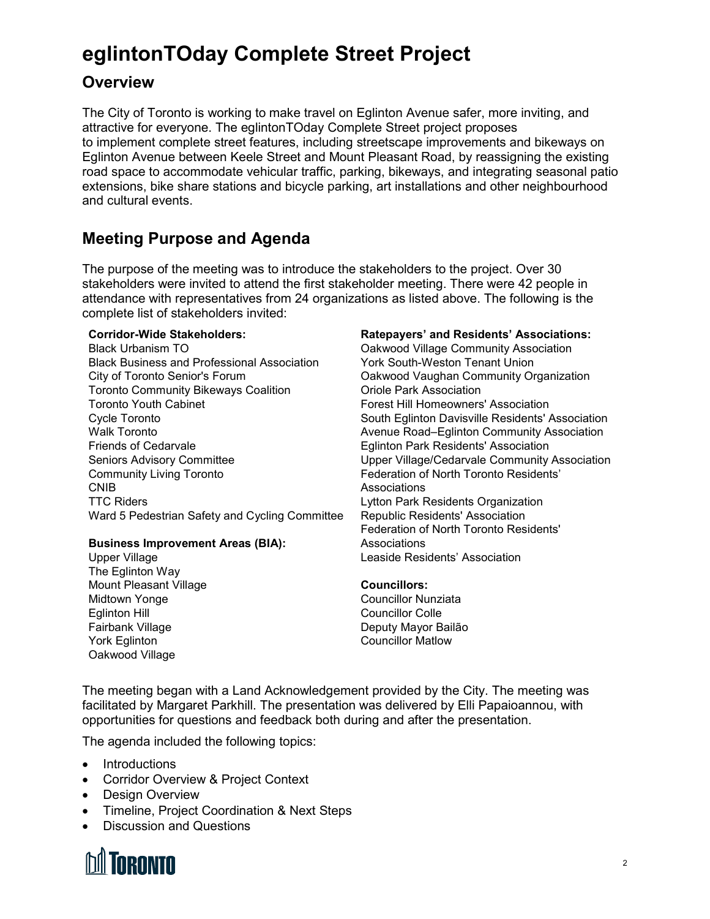# eglintonTOday Complete Street Project

## Overview

The City of Toronto is working to make travel on Eglinton Avenue safer, more inviting, and attractive for everyone. The eglintonTOday Complete Street project proposes to implement complete street features, including streetscape improvements and bikeways on Eglinton Avenue between Keele Street and Mount Pleasant Road, by reassigning the existing road space to accommodate vehicular traffic, parking, bikeways, and integrating seasonal patio extensions, bike share stations and bicycle parking, art installations and other neighbourhood and cultural events.

## Meeting Purpose and Agenda

The purpose of the meeting was to introduce the stakeholders to the project. Over 30 stakeholders were invited to attend the first stakeholder meeting. There were 42 people in attendance with representatives from 24 organizations as listed above. The following is the complete list of stakeholders invited:

**Corridor-Wide Stakeholders:**
Black Urbanism TO
Black Business and Professional Association
City of Toronto Senior's Forum
Toronto Community Bikeways Coalition
Toronto Youth Cabinet
Cycle Toronto
Walk Toronto
Friends of Cedarvale
Seniors Advisory Committee
Community Living Toronto
CNIB
TTC Riders
Ward 5 Pedestrian Safety and Cycling Committee

**Business Improvement Areas (BIA):**
Upper Village
The Eglinton Way
Mount Pleasant Village
Midtown Yonge
Eglinton Hill
Fairbank Village
York Eglinton
Oakwood Village

**Ratepayers' and Residents' Associations:**
Oakwood Village Community Association
York South-Weston Tenant Union
Oakwood Vaughan Community Organization
Oriole Park Association
Forest Hill Homeowners' Association
South Eglinton Davisville Residents' Association
Avenue Road–Eglinton Community Association
Eglinton Park Residents' Association
Upper Village/Cedarvale Community Association
Federation of North Toronto Residents' Associations
Lytton Park Residents Organization
Republic Residents' Association
Federation of North Toronto Residents' Associations
Leaside Residents' Association

**Councillors:**
Councillor Nunziata
Councillor Colle
Deputy Mayor Bailão
Councillor Matlow

The meeting began with a Land Acknowledgement provided by the City. The meeting was facilitated by Margaret Parkhill. The presentation was delivered by Elli Papaioannou, with opportunities for questions and feedback both during and after the presentation.

The agenda included the following topics:

- Introductions
- Corridor Overview & Project Context
- Design Overview
- Timeline, Project Coordination & Next Steps
- Discussion and Questions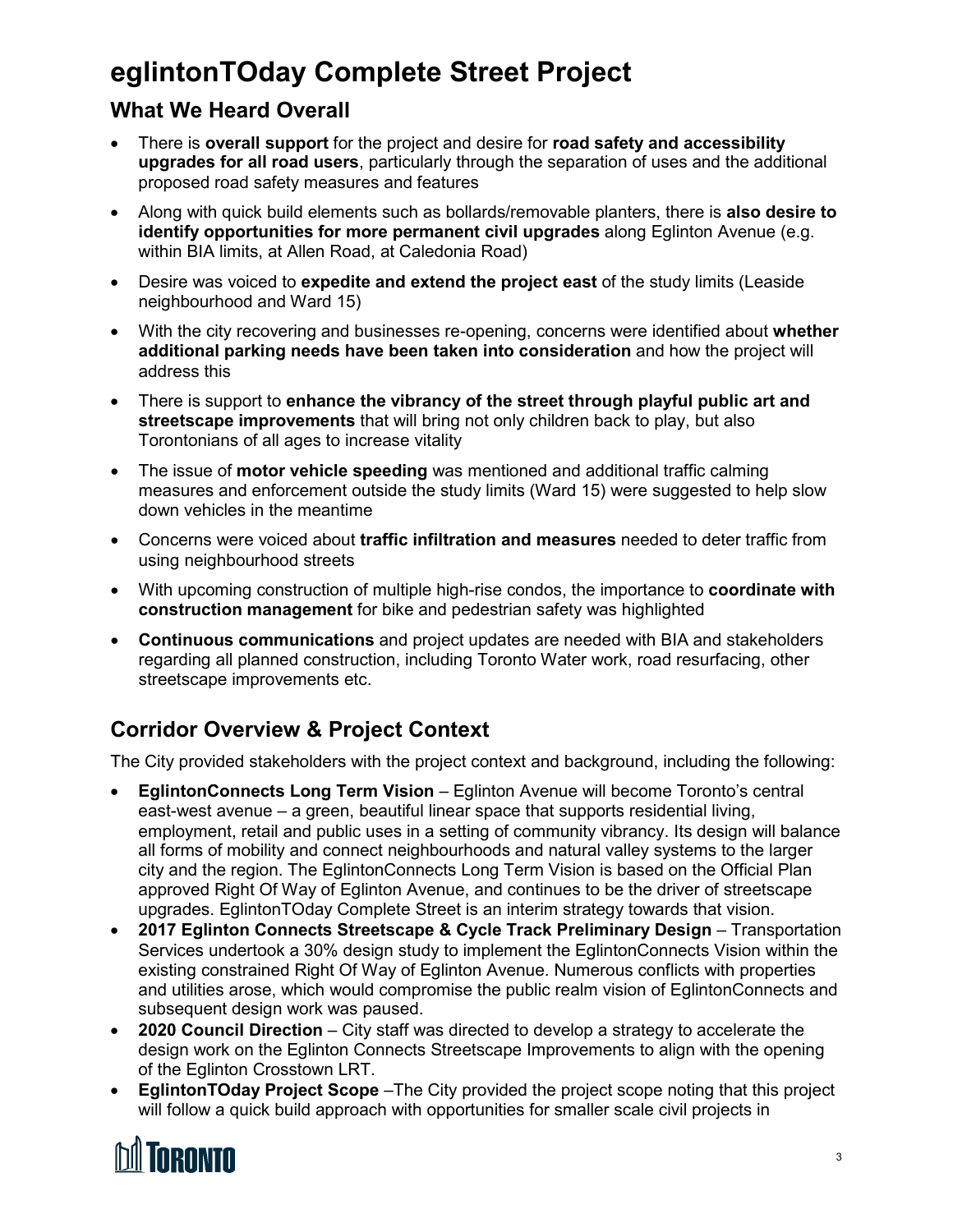# eglintonTOday Complete Street Project

## What We Heard Overall

- There is **overall support** for the project and desire for **road safety and accessibility upgrades for all road users**, particularly through the separation of uses and the additional proposed road safety measures and features
- Along with quick build elements such as bollards/removable planters, there is **also desire to identify opportunities for more permanent civil upgrades** along Eglinton Avenue (e.g. within BIA limits, at Allen Road, at Caledonia Road)
- Desire was voiced to **expedite and extend the project east** of the study limits (Leaside neighbourhood and Ward 15)
- With the city recovering and businesses re-opening, concerns were identified about **whether additional parking needs have been taken into consideration** and how the project will address this
- There is support to **enhance the vibrancy of the street through playful public art and streetscape improvements** that will bring not only children back to play, but also Torontonians of all ages to increase vitality
- The issue of **motor vehicle speeding** was mentioned and additional traffic calming measures and enforcement outside the study limits (Ward 15) were suggested to help slow down vehicles in the meantime
- Concerns were voiced about **traffic infiltration and measures** needed to deter traffic from using neighbourhood streets
- With upcoming construction of multiple high-rise condos, the importance to **coordinate with construction management** for bike and pedestrian safety was highlighted
- **Continuous communications** and project updates are needed with BIA and stakeholders regarding all planned construction, including Toronto Water work, road resurfacing, other streetscape improvements etc.

## Corridor Overview & Project Context

The City provided stakeholders with the project context and background, including the following:

- **EglintonConnects Long Term Vision** – Eglinton Avenue will become Toronto's central east-west avenue – a green, beautiful linear space that supports residential living, employment, retail and public uses in a setting of community vibrancy. Its design will balance all forms of mobility and connect neighbourhoods and natural valley systems to the larger city and the region. The EglintonConnects Long Term Vision is based on the Official Plan approved Right Of Way of Eglinton Avenue, and continues to be the driver of streetscape upgrades. EglintonTOday Complete Street is an interim strategy towards that vision.
- **2017 Eglinton Connects Streetscape & Cycle Track Preliminary Design** – Transportation Services undertook a 30% design study to implement the EglintonConnects Vision within the existing constrained Right Of Way of Eglinton Avenue. Numerous conflicts with properties and utilities arose, which would compromise the public realm vision of EglintonConnects and subsequent design work was paused.
- **2020 Council Direction** – City staff was directed to develop a strategy to accelerate the design work on the Eglinton Connects Streetscape Improvements to align with the opening of the Eglinton Crosstown LRT.
- **EglintonTOday Project Scope** –The City provided the project scope noting that this project will follow a quick build approach with opportunities for smaller scale civil projects in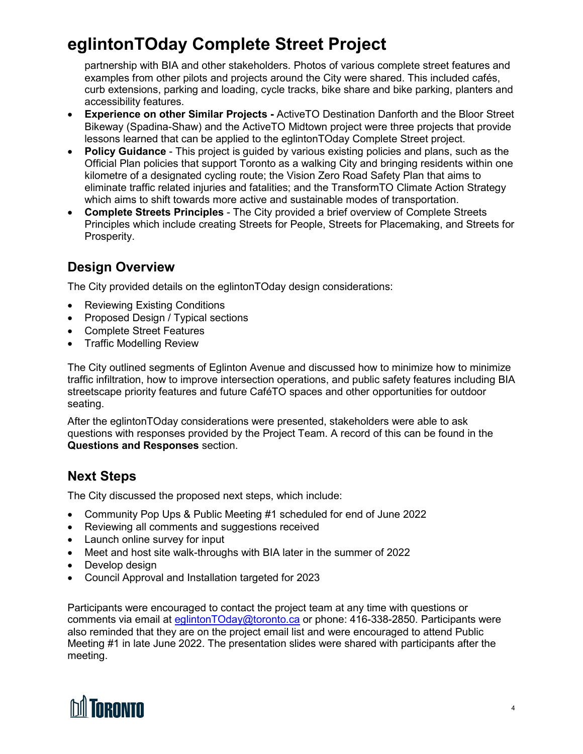partnership with BIA and other stakeholders. Photos of various complete street features and examples from other pilots and projects around the City were shared. This included cafés, curb extensions, parking and loading, cycle tracks, bike share and bike parking, planters and accessibility features.

- **Experience on other Similar Projects -** ActiveTO Destination Danforth and the Bloor Street Bikeway (Spadina-Shaw) and the ActiveTO Midtown project were three projects that provide lessons learned that can be applied to the eglintonTOday Complete Street project.
- **Policy Guidance** - This project is guided by various existing policies and plans, such as the Official Plan policies that support Toronto as a walking City and bringing residents within one kilometre of a designated cycling route; the Vision Zero Road Safety Plan that aims to eliminate traffic related injuries and fatalities; and the TransformTO Climate Action Strategy which aims to shift towards more active and sustainable modes of transportation.
- **Complete Streets Principles** - The City provided a brief overview of Complete Streets Principles which include creating Streets for People, Streets for Placemaking, and Streets for Prosperity.

## Design Overview

The City provided details on the eglintonTOday design considerations:

- Reviewing Existing Conditions
- Proposed Design / Typical sections
- Complete Street Features
- Traffic Modelling Review

The City outlined segments of Eglinton Avenue and discussed how to minimize how to minimize traffic infiltration, how to improve intersection operations, and public safety features including BIA streetscape priority features and future CaféTO spaces and other opportunities for outdoor seating.

After the eglintonTOday considerations were presented, stakeholders were able to ask questions with responses provided by the Project Team. A record of this can be found in the **Questions and Responses** section.

## Next Steps

The City discussed the proposed next steps, which include:

- Community Pop Ups & Public Meeting #1 scheduled for end of June 2022
- Reviewing all comments and suggestions received
- Launch online survey for input
- Meet and host site walk-throughs with BIA later in the summer of 2022
- Develop design
- Council Approval and Installation targeted for 2023

Participants were encouraged to contact the project team at any time with questions or comments via email at eglintonTOday@toronto.ca or phone: 416-338-2850. Participants were also reminded that they are on the project email list and were encouraged to attend Public Meeting #1 in late June 2022. The presentation slides were shared with participants after the meeting.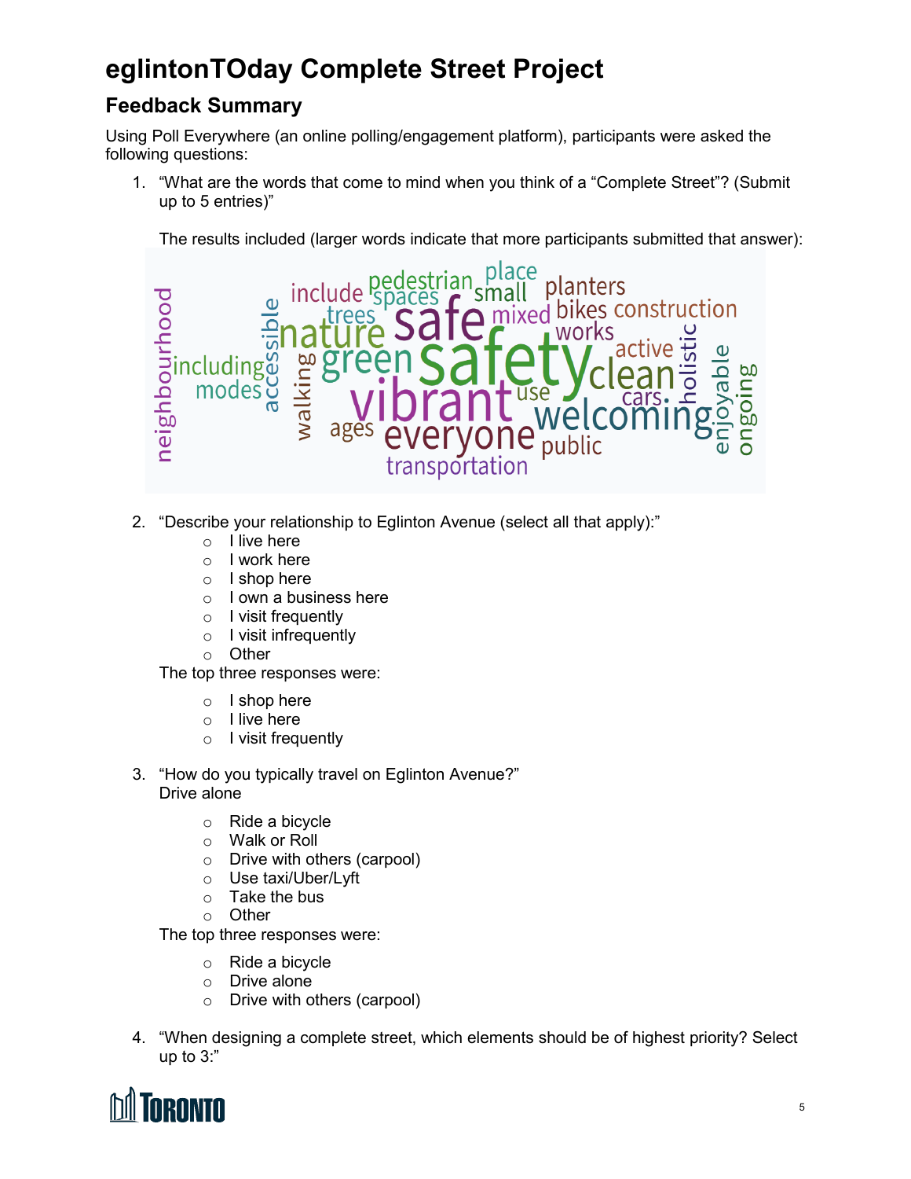# eglintonTOday Complete Street Project

## Feedback Summary

Using Poll Everywhere (an online polling/engagement platform), participants were asked the following questions:

1. "What are the words that come to mind when you think of a "Complete Street"? (Submit up to 5 entries)"

   The results included (larger words indicate that more participants submitted that answer):

2. "Describe your relationship to Eglinton Avenue (select all that apply):"
   - I live here
   - I work here
   - I shop here
   - I own a business here
   - I visit frequently
   - I visit infrequently
   - Other

   The top three responses were:

   - I shop here
   - I live here
   - I visit frequently

3. "How do you typically travel on Eglinton Avenue?"
   Drive alone

   - Ride a bicycle
   - Walk or Roll
   - Drive with others (carpool)
   - Use taxi/Uber/Lyft
   - Take the bus
   - Other

   The top three responses were:

   - Ride a bicycle
   - Drive alone
   - Drive with others (carpool)

4. "When designing a complete street, which elements should be of highest priority? Select up to 3:"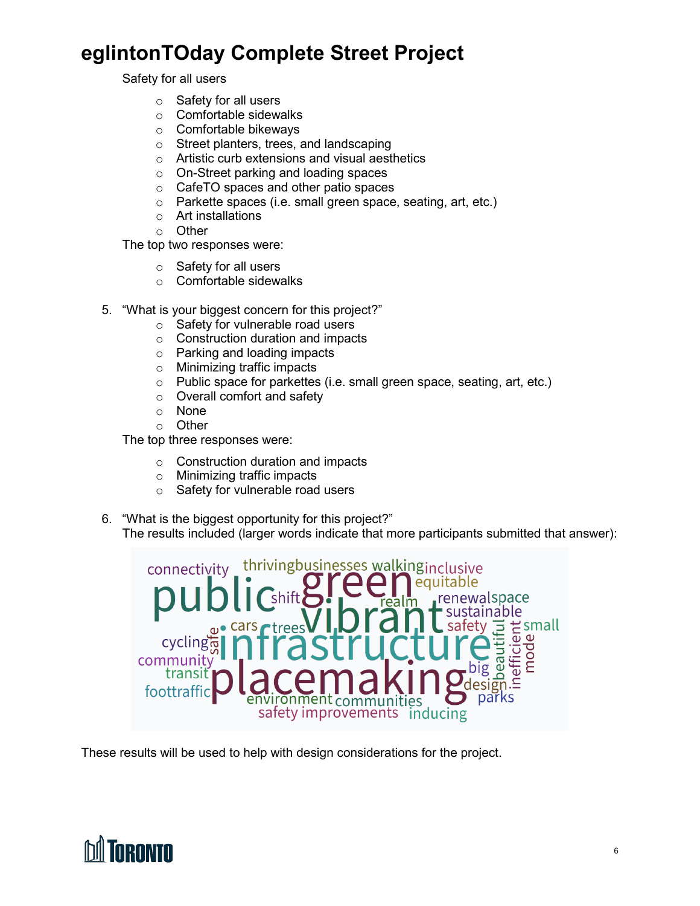Safety for all users

- Safety for all users
- Comfortable sidewalks
- Comfortable bikeways
- Street planters, trees, and landscaping
- Artistic curb extensions and visual aesthetics
- On-Street parking and loading spaces
- CafeTO spaces and other patio spaces
- Parkette spaces (i.e. small green space, seating, art, etc.)
- Art installations
- Other

The top two responses were:

- Safety for all users
- Comfortable sidewalks

5. "What is your biggest concern for this project?"
   - Safety for vulnerable road users
   - Construction duration and impacts
   - Parking and loading impacts
   - Minimizing traffic impacts
   - Public space for parkettes (i.e. small green space, seating, art, etc.)
   - Overall comfort and safety
   - None
   - Other

   The top three responses were:

   - Construction duration and impacts
   - Minimizing traffic impacts
   - Safety for vulnerable road users

6. "What is the biggest opportunity for this project?"
   The results included (larger words indicate that more participants submitted that answer):

   connectivity thriving businesses walking inclusive public green equitable shift realm renewal space vibrant sustainable cars trees safety small cycling safe infrastructure beautiful inefficient mode community transit big placemaking design foottraffic environment communities parks safety improvements inducing

These results will be used to help with design considerations for the project.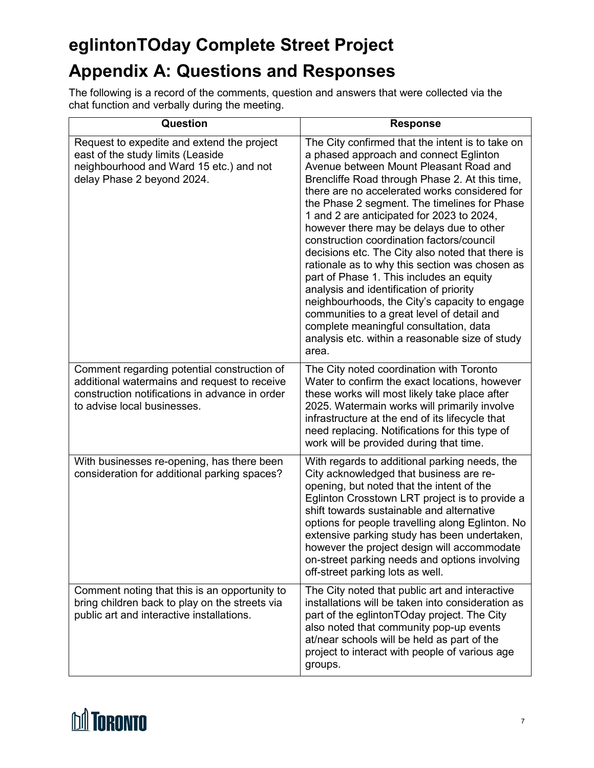# eglintonTOday Complete Street Project

# Appendix A: Questions and Responses

The following is a record of the comments, question and answers that were collected via the chat function and verbally during the meeting.

| Question | Response |
| --- | --- |
| Request to expedite and extend the project east of the study limits (Leaside neighbourhood and Ward 15 etc.) and not delay Phase 2 beyond 2024. | The City confirmed that the intent is to take on a phased approach and connect Eglinton Avenue between Mount Pleasant Road and Brencliffe Road through Phase 2. At this time, there are no accelerated works considered for the Phase 2 segment. The timelines for Phase 1 and 2 are anticipated for 2023 to 2024, however there may be delays due to other construction coordination factors/council decisions etc. The City also noted that there is rationale as to why this section was chosen as part of Phase 1. This includes an equity analysis and identification of priority neighbourhoods, the City's capacity to engage communities to a great level of detail and complete meaningful consultation, data analysis etc. within a reasonable size of study area. |
| Comment regarding potential construction of additional watermains and request to receive construction notifications in advance in order to advise local businesses. | The City noted coordination with Toronto Water to confirm the exact locations, however these works will most likely take place after 2025. Watermain works will primarily involve infrastructure at the end of its lifecycle that need replacing. Notifications for this type of work will be provided during that time. |
| With businesses re-opening, has there been consideration for additional parking spaces? | With regards to additional parking needs, the City acknowledged that business are re-opening, but noted that the intent of the Eglinton Crosstown LRT project is to provide a shift towards sustainable and alternative options for people travelling along Eglinton. No extensive parking study has been undertaken, however the project design will accommodate on-street parking needs and options involving off-street parking lots as well. |
| Comment noting that this is an opportunity to bring children back to play on the streets via public art and interactive installations. | The City noted that public art and interactive installations will be taken into consideration as part of the eglintonTOday project. The City also noted that community pop-up events at/near schools will be held as part of the project to interact with people of various age groups. |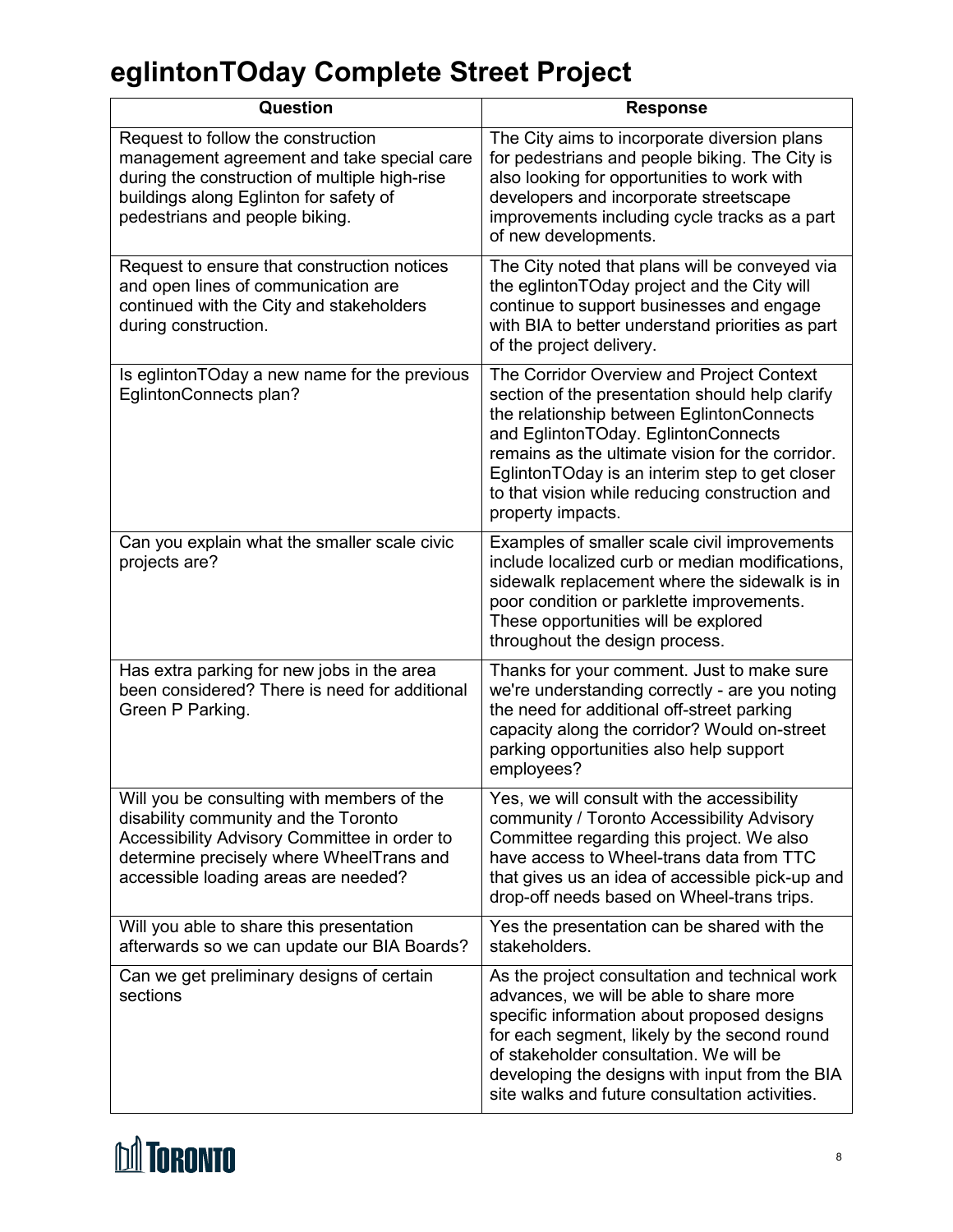# eglintonTOday Complete Street Project

| Question | Response |
| --- | --- |
| Request to follow the construction management agreement and take special care during the construction of multiple high-rise buildings along Eglinton for safety of pedestrians and people biking. | The City aims to incorporate diversion plans for pedestrians and people biking. The City is also looking for opportunities to work with developers and incorporate streetscape improvements including cycle tracks as a part of new developments. |
| Request to ensure that construction notices and open lines of communication are continued with the City and stakeholders during construction. | The City noted that plans will be conveyed via the eglintonTOday project and the City will continue to support businesses and engage with BIA to better understand priorities as part of the project delivery. |
| Is eglintonTOday a new name for the previous EglintonConnects plan? | The Corridor Overview and Project Context section of the presentation should help clarify the relationship between EglintonConnects and EglintonTOday. EglintonConnects remains as the ultimate vision for the corridor. EglintonTOday is an interim step to get closer to that vision while reducing construction and property impacts. |
| Can you explain what the smaller scale civic projects are? | Examples of smaller scale civil improvements include localized curb or median modifications, sidewalk replacement where the sidewalk is in poor condition or parklette improvements. These opportunities will be explored throughout the design process. |
| Has extra parking for new jobs in the area been considered? There is need for additional Green P Parking. | Thanks for your comment. Just to make sure we're understanding correctly - are you noting the need for additional off-street parking capacity along the corridor? Would on-street parking opportunities also help support employees? |
| Will you be consulting with members of the disability community and the Toronto Accessibility Advisory Committee in order to determine precisely where WheelTrans and accessible loading areas are needed? | Yes, we will consult with the accessibility community / Toronto Accessibility Advisory Committee regarding this project. We also have access to Wheel-trans data from TTC that gives us an idea of accessible pick-up and drop-off needs based on Wheel-trans trips. |
| Will you able to share this presentation afterwards so we can update our BIA Boards? | Yes the presentation can be shared with the stakeholders. |
| Can we get preliminary designs of certain sections | As the project consultation and technical work advances, we will be able to share more specific information about proposed designs for each segment, likely by the second round of stakeholder consultation. We will be developing the designs with input from the BIA site walks and future consultation activities. |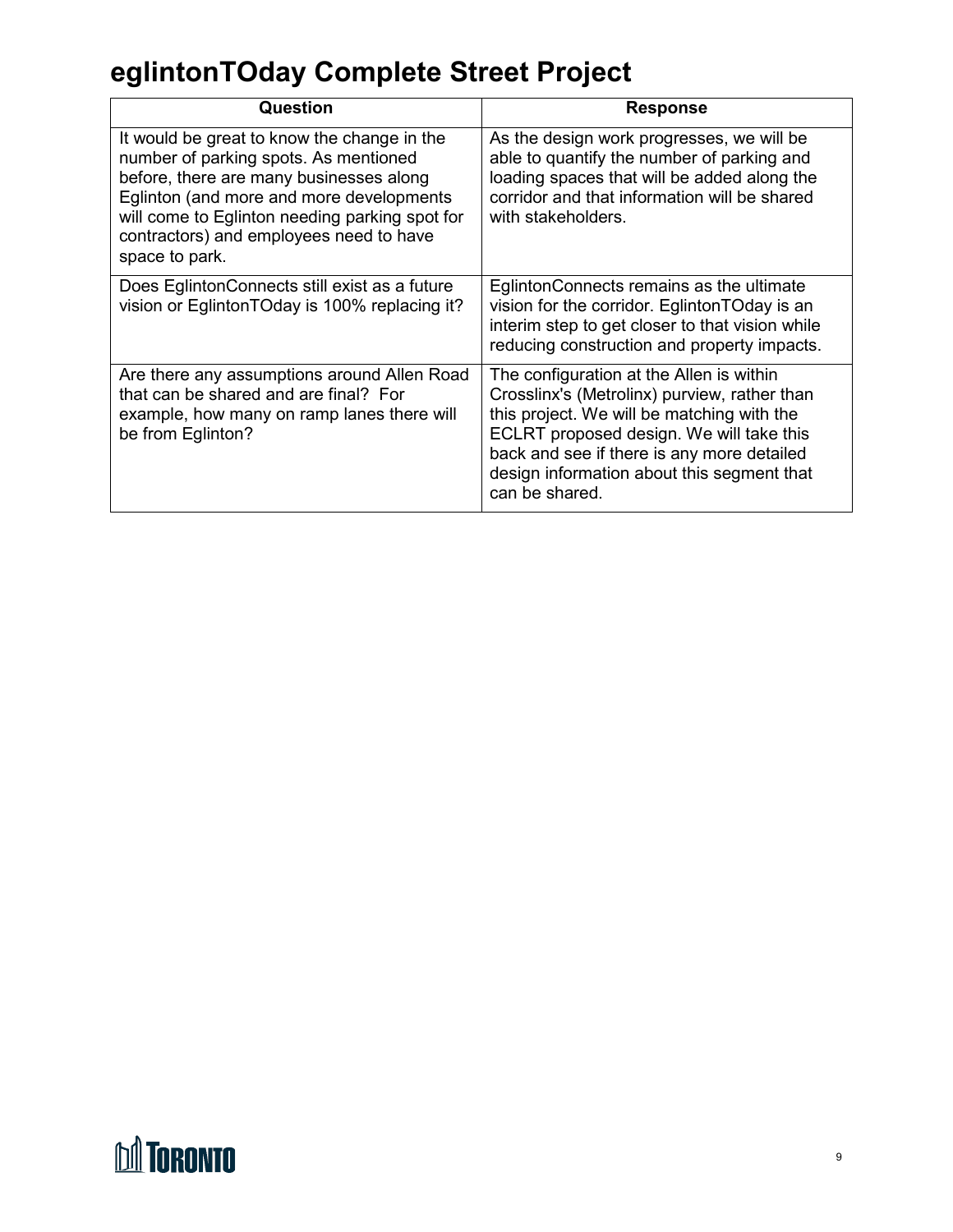# eglintonTOday Complete Street Project

| Question | Response |
| --- | --- |
| It would be great to know the change in the number of parking spots. As mentioned before, there are many businesses along Eglinton (and more and more developments will come to Eglinton needing parking spot for contractors) and employees need to have space to park. | As the design work progresses, we will be able to quantify the number of parking and loading spaces that will be added along the corridor and that information will be shared with stakeholders. |
| Does EglintonConnects still exist as a future vision or EglintonTOday is 100% replacing it? | EglintonConnects remains as the ultimate vision for the corridor. EglintonTOday is an interim step to get closer to that vision while reducing construction and property impacts. |
| Are there any assumptions around Allen Road that can be shared and are final? For example, how many on ramp lanes there will be from Eglinton? | The configuration at the Allen is within Crosslinx's (Metrolinx) purview, rather than this project. We will be matching with the ECLRT proposed design. We will take this back and see if there is any more detailed design information about this segment that can be shared. |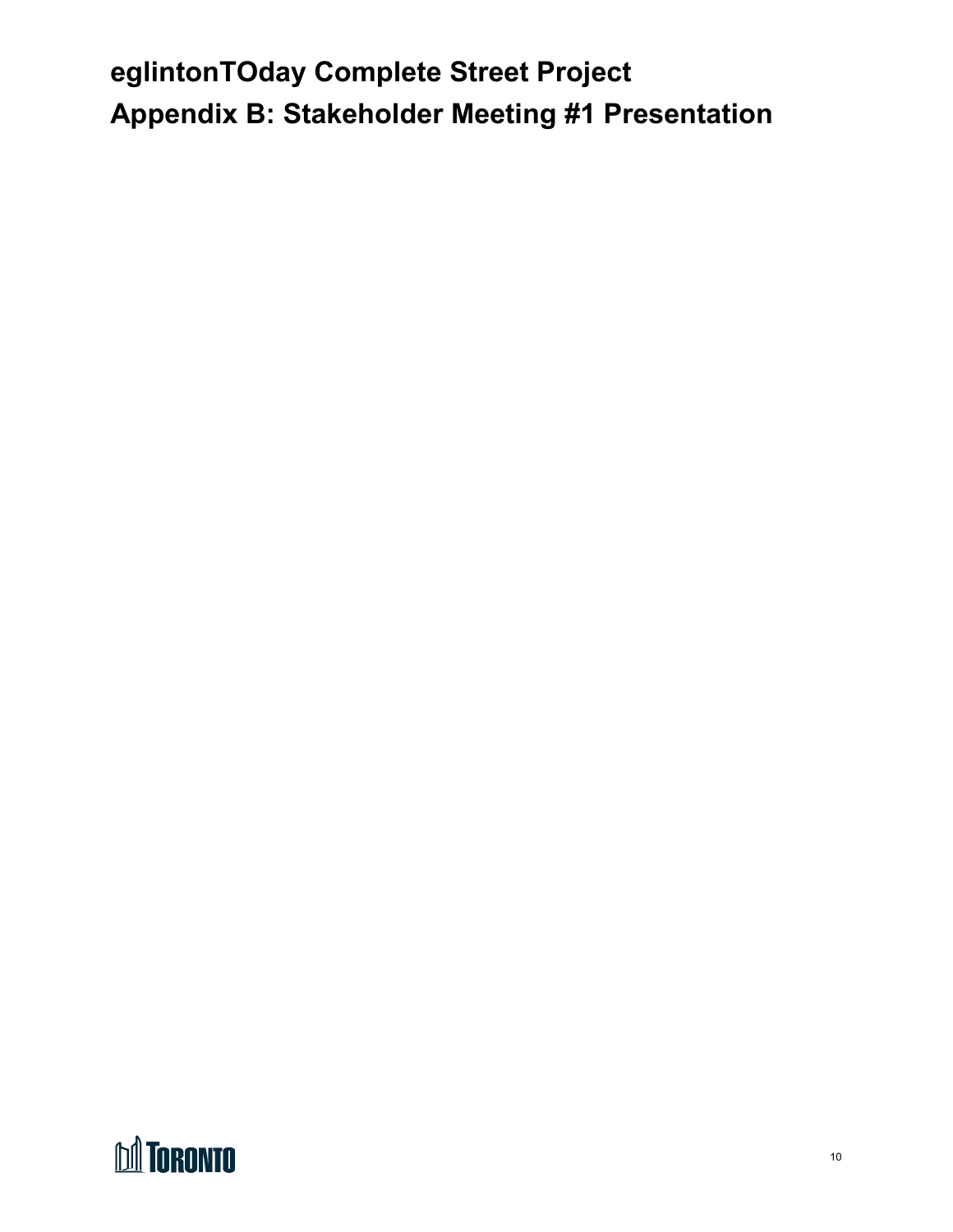# eglintonTOday Complete Street Project

# Appendix B: Stakeholder Meeting #1 Presentation